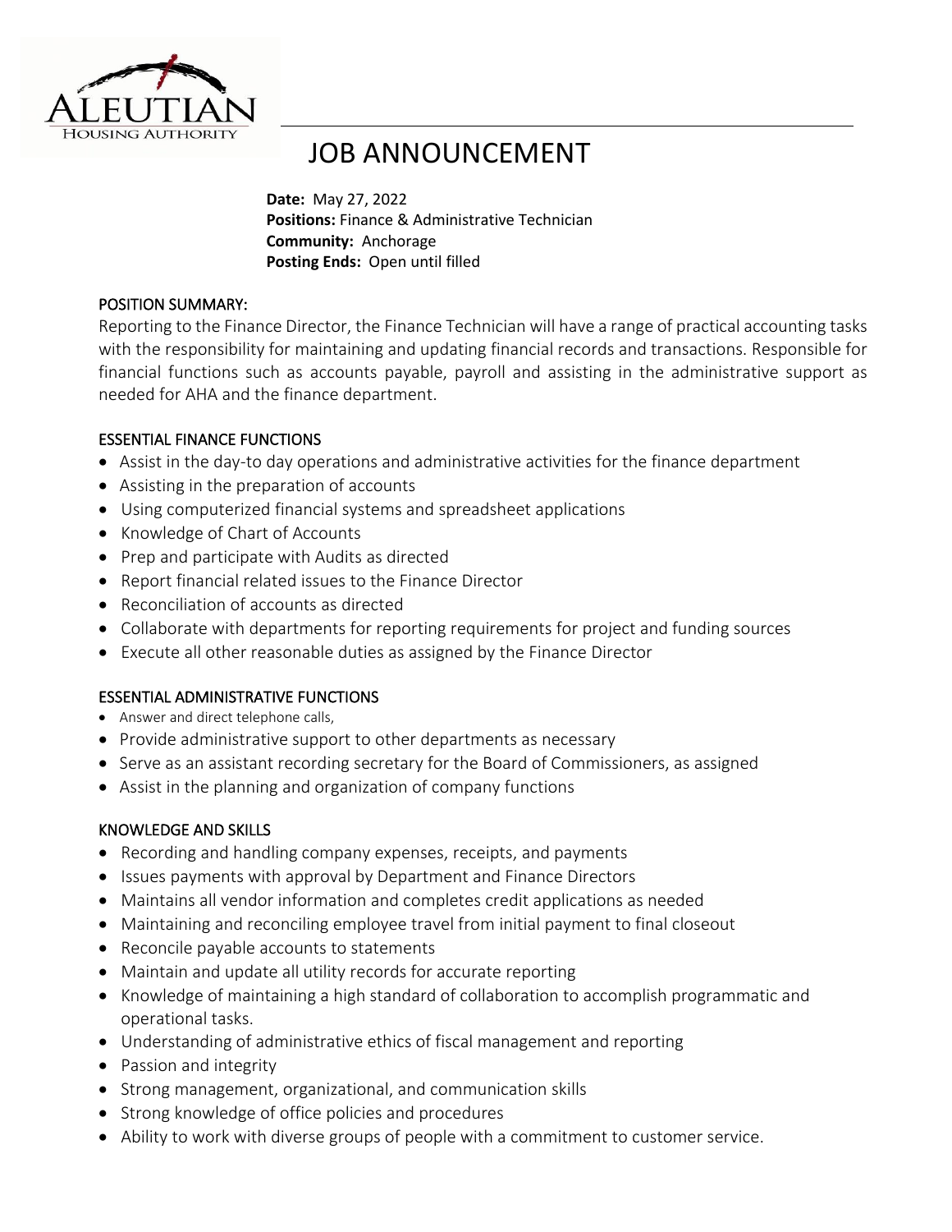ALEUTIAN
HOUSING AUTHORITY

# JOB ANNOUNCEMENT

**Date:** May 27, 2022
**Positions:** Finance & Administrative Technician
**Community:** Anchorage
**Posting Ends:** Open until filled

## POSITION SUMMARY:

Reporting to the Finance Director, the Finance Technician will have a range of practical accounting tasks with the responsibility for maintaining and updating financial records and transactions. Responsible for financial functions such as accounts payable, payroll and assisting in the administrative support as needed for AHA and the finance department.

## ESSENTIAL FINANCE FUNCTIONS

- Assist in the day-to day operations and administrative activities for the finance department
- Assisting in the preparation of accounts
- Using computerized financial systems and spreadsheet applications
- Knowledge of Chart of Accounts
- Prep and participate with Audits as directed
- Report financial related issues to the Finance Director
- Reconciliation of accounts as directed
- Collaborate with departments for reporting requirements for project and funding sources
- Execute all other reasonable duties as assigned by the Finance Director

## ESSENTIAL ADMINISTRATIVE FUNCTIONS

- Answer and direct telephone calls,
- Provide administrative support to other departments as necessary
- Serve as an assistant recording secretary for the Board of Commissioners, as assigned
- Assist in the planning and organization of company functions

## KNOWLEDGE AND SKILLS

- Recording and handling company expenses, receipts, and payments
- Issues payments with approval by Department and Finance Directors
- Maintains all vendor information and completes credit applications as needed
- Maintaining and reconciling employee travel from initial payment to final closeout
- Reconcile payable accounts to statements
- Maintain and update all utility records for accurate reporting
- Knowledge of maintaining a high standard of collaboration to accomplish programmatic and operational tasks.
- Understanding of administrative ethics of fiscal management and reporting
- Passion and integrity
- Strong management, organizational, and communication skills
- Strong knowledge of office policies and procedures
- Ability to work with diverse groups of people with a commitment to customer service.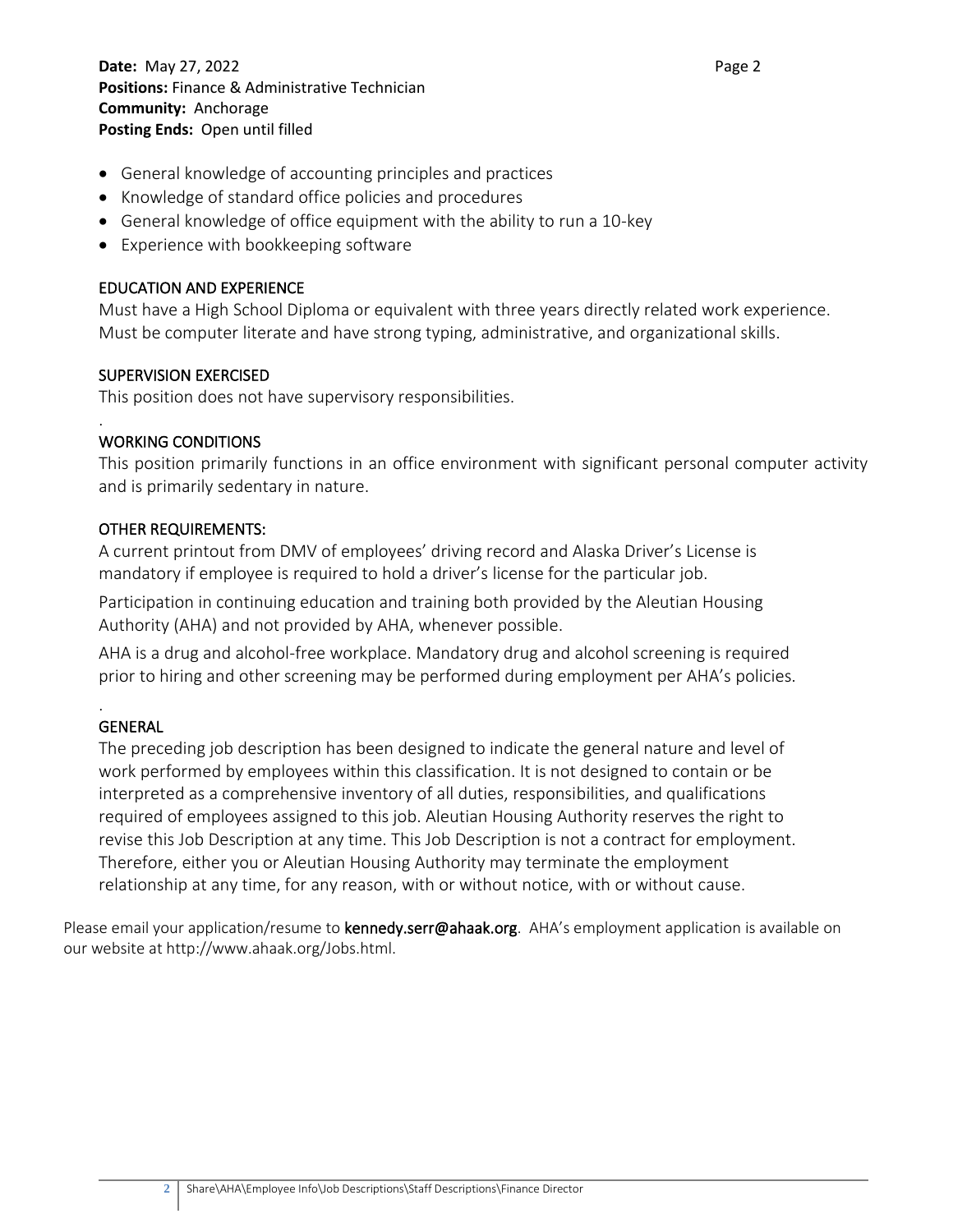**Date:** May 27, 2022
**Positions:** Finance & Administrative Technician
**Community:** Anchorage
**Posting Ends:** Open until filled

- General knowledge of accounting principles and practices
- Knowledge of standard office policies and procedures
- General knowledge of office equipment with the ability to run a 10-key
- Experience with bookkeeping software

## EDUCATION AND EXPERIENCE

Must have a High School Diploma or equivalent with three years directly related work experience. Must be computer literate and have strong typing, administrative, and organizational skills.

## SUPERVISION EXERCISED

This position does not have supervisory responsibilities.

## WORKING CONDITIONS

This position primarily functions in an office environment with significant personal computer activity and is primarily sedentary in nature.

## OTHER REQUIREMENTS:

A current printout from DMV of employees' driving record and Alaska Driver's License is mandatory if employee is required to hold a driver's license for the particular job.

Participation in continuing education and training both provided by the Aleutian Housing Authority (AHA) and not provided by AHA, whenever possible.

AHA is a drug and alcohol-free workplace. Mandatory drug and alcohol screening is required prior to hiring and other screening may be performed during employment per AHA's policies.

## GENERAL

The preceding job description has been designed to indicate the general nature and level of work performed by employees within this classification. It is not designed to contain or be interpreted as a comprehensive inventory of all duties, responsibilities, and qualifications required of employees assigned to this job. Aleutian Housing Authority reserves the right to revise this Job Description at any time. This Job Description is not a contract for employment. Therefore, either you or Aleutian Housing Authority may terminate the employment relationship at any time, for any reason, with or without notice, with or without cause.

Please email your application/resume to **kennedy.serr@ahaak.org**. AHA's employment application is available on our website at http://www.ahaak.org/Jobs.html.